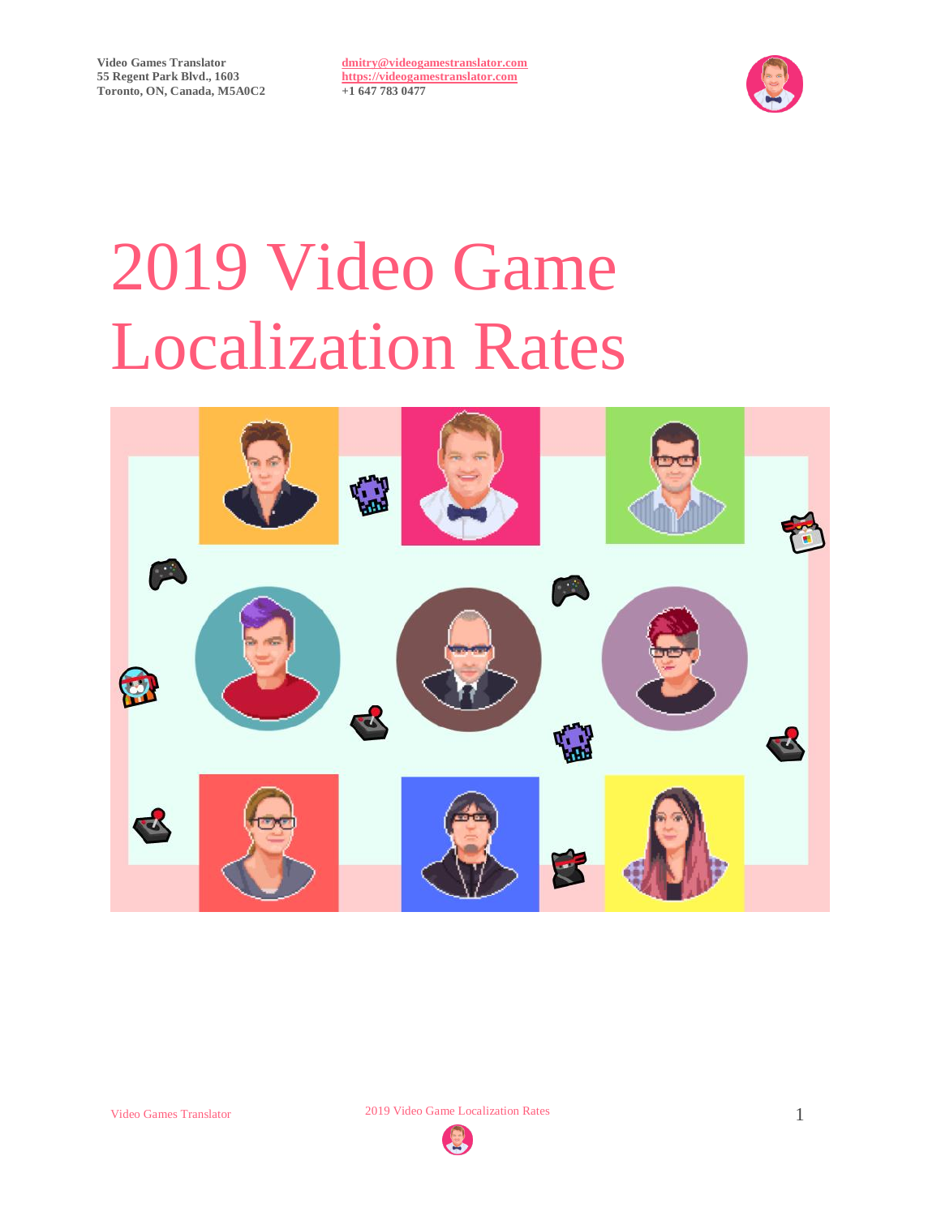Video Games Translator
55 Regent Park Blvd., 1603
Toronto, ON, Canada, M5A0C2

dmitry@videogamestranslator.com
https://videogamestranslator.com
+1 647 783 0477

# 2019 Video Game Localization Rates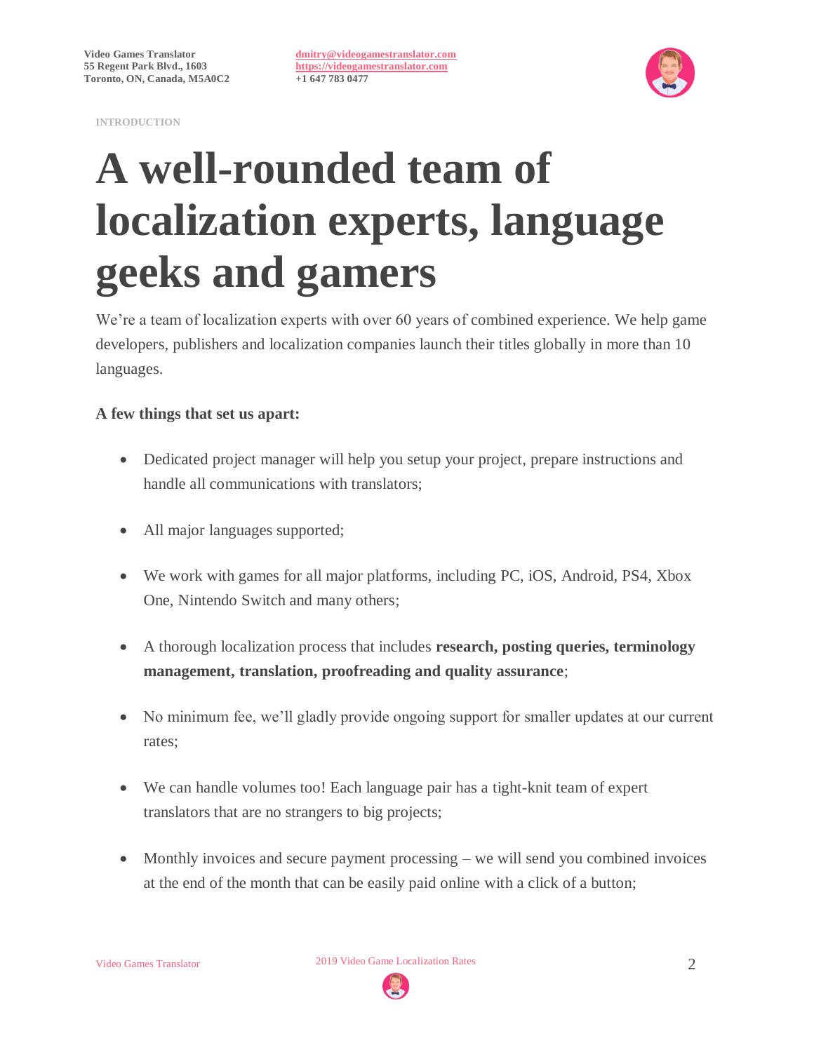INTRODUCTION

# A well-rounded team of localization experts, language geeks and gamers

We're a team of localization experts with over 60 years of combined experience. We help game developers, publishers and localization companies launch their titles globally in more than 10 languages.

**A few things that set us apart:**

- Dedicated project manager will help you setup your project, prepare instructions and handle all communications with translators;
- All major languages supported;
- We work with games for all major platforms, including PC, iOS, Android, PS4, Xbox One, Nintendo Switch and many others;
- A thorough localization process that includes **research, posting queries, terminology management, translation, proofreading and quality assurance**;
- No minimum fee, we'll gladly provide ongoing support for smaller updates at our current rates;
- We can handle volumes too! Each language pair has a tight-knit team of expert translators that are no strangers to big projects;
- Monthly invoices and secure payment processing – we will send you combined invoices at the end of the month that can be easily paid online with a click of a button;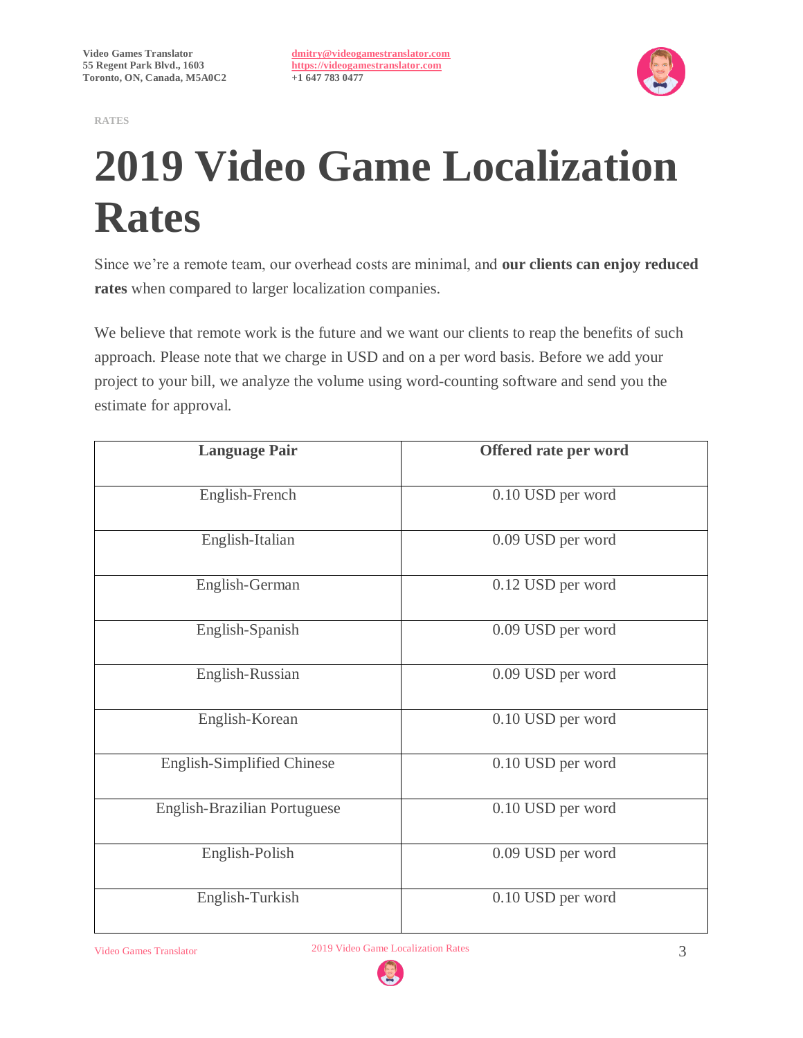Video Games Translator
55 Regent Park Blvd., 1603
Toronto, ON, Canada, M5A0C2

dmitry@videogamestranslator.com
https://videogamestranslator.com
+1 647 783 0477

RATES

# 2019 Video Game Localization Rates

Since we're a remote team, our overhead costs are minimal, and **our clients can enjoy reduced rates** when compared to larger localization companies.

We believe that remote work is the future and we want our clients to reap the benefits of such approach. Please note that we charge in USD and on a per word basis. Before we add your project to your bill, we analyze the volume using word-counting software and send you the estimate for approval.

| Language Pair | Offered rate per word |
|---|---|
| English-French | 0.10 USD per word |
| English-Italian | 0.09 USD per word |
| English-German | 0.12 USD per word |
| English-Spanish | 0.09 USD per word |
| English-Russian | 0.09 USD per word |
| English-Korean | 0.10 USD per word |
| English-Simplified Chinese | 0.10 USD per word |
| English-Brazilian Portuguese | 0.10 USD per word |
| English-Polish | 0.09 USD per word |
| English-Turkish | 0.10 USD per word |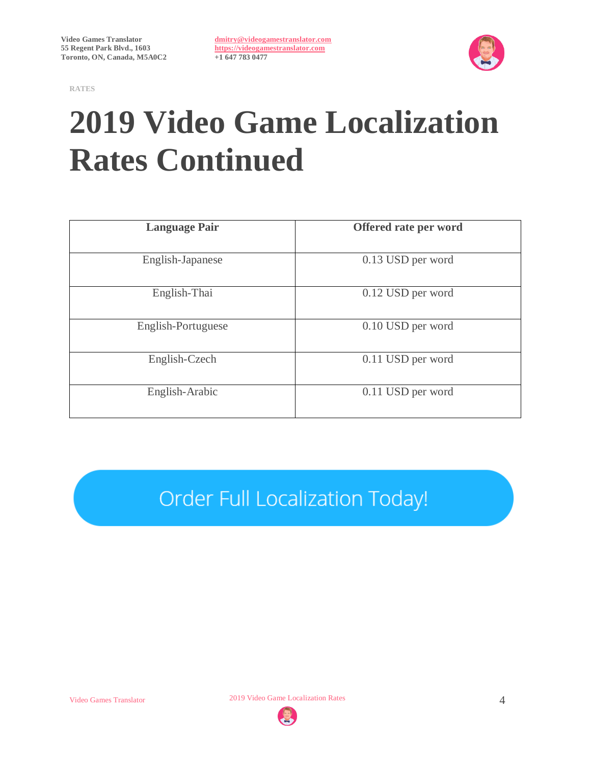RATES

# 2019 Video Game Localization Rates Continued

| Language Pair | Offered rate per word |
|---|---|
| English-Japanese | 0.13 USD per word |
| English-Thai | 0.12 USD per word |
| English-Portuguese | 0.10 USD per word |
| English-Czech | 0.11 USD per word |
| English-Arabic | 0.11 USD per word |

Order Full Localization Today!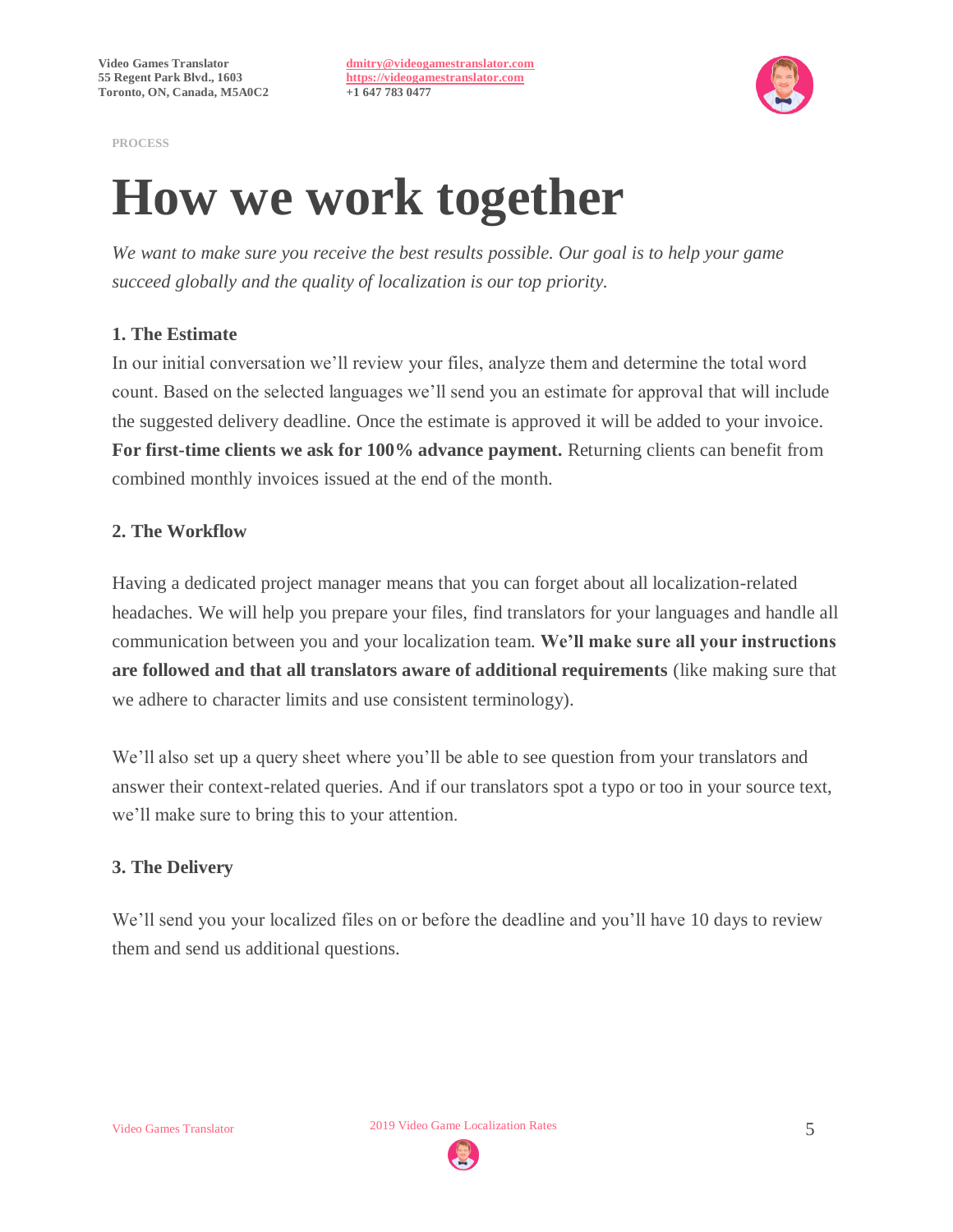PROCESS

# How we work together

*We want to make sure you receive the best results possible. Our goal is to help your game succeed globally and the quality of localization is our top priority.*

### 1. The Estimate

In our initial conversation we'll review your files, analyze them and determine the total word count. Based on the selected languages we'll send you an estimate for approval that will include the suggested delivery deadline. Once the estimate is approved it will be added to your invoice. **For first-time clients we ask for 100% advance payment.** Returning clients can benefit from combined monthly invoices issued at the end of the month.

### 2. The Workflow

Having a dedicated project manager means that you can forget about all localization-related headaches. We will help you prepare your files, find translators for your languages and handle all communication between you and your localization team. **We'll make sure all your instructions are followed and that all translators aware of additional requirements** (like making sure that we adhere to character limits and use consistent terminology).

We'll also set up a query sheet where you'll be able to see question from your translators and answer their context-related queries. And if our translators spot a typo or too in your source text, we'll make sure to bring this to your attention.

### 3. The Delivery

We'll send you your localized files on or before the deadline and you'll have 10 days to review them and send us additional questions.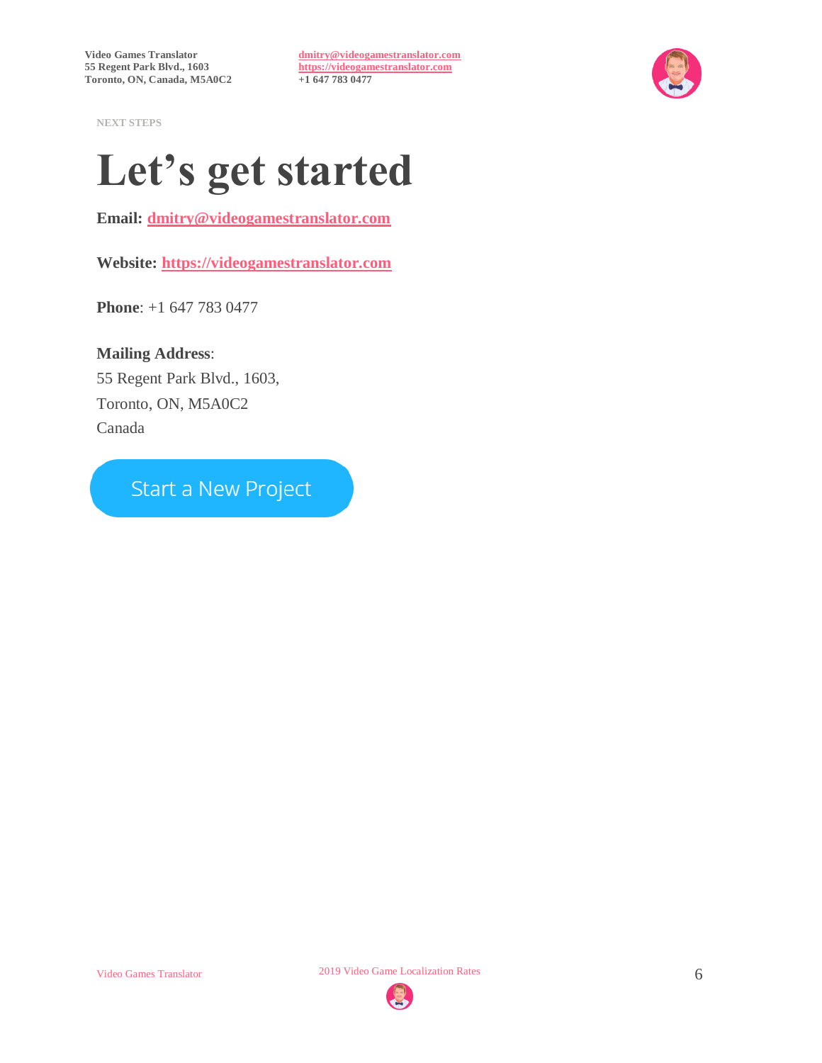NEXT STEPS

# Let’s get started

**Email:** dmitry@videogamestranslator.com

**Website:** https://videogamestranslator.com

**Phone**: +1 647 783 0477

**Mailing Address**:
55 Regent Park Blvd., 1603,
Toronto, ON, M5A0C2
Canada

Start a New Project